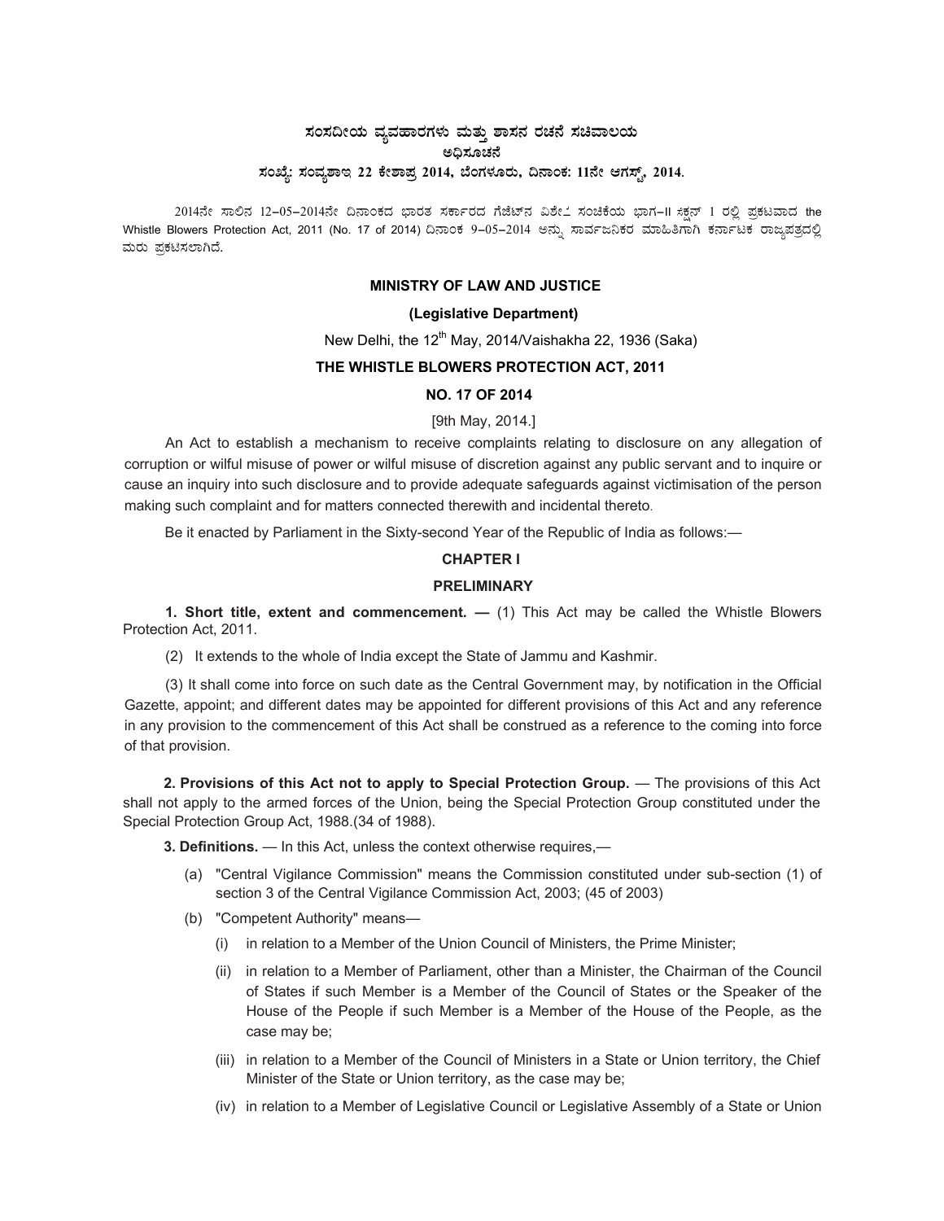**ಸಂಸದೀಯ ವ್ಯವಹಾರಗಳು ಮತ್ತು ಶಾಸನ ರಚನೆ ಸಚಿವಾಲಯ**

**ಅಧಿಸೂಚನೆ**

**ಸಂಖ್ಯೆ: ಸಂವ್ಯಶಾಇ 22 ಕೇಶಾಪ್ರ 2014, ಬೆಂಗಳೂರು, ದಿನಾಂಕ: 11ನೇ ಆಗಸ್ಟ್, 2014.**

2014ನೇ ಸಾಲಿನ 12-05-2014ನೇ ದಿನಾಂಕದ ಭಾರತ ಸರ್ಕಾರದ ಗೆಜೆಟ್‌ನ ವಿಶೇಷ ಸಂಚಿಕೆಯ ಭಾಗ-II ಸೆಕ್ಷನ್ 1 ರಲ್ಲಿ ಪ್ರಕಟವಾದ the Whistle Blowers Protection Act, 2011 (No. 17 of 2014) ದಿನಾಂಕ 9-05-2014 ಅನ್ನು ಸಾರ್ವಜನಿಕರ ಮಾಹಿತಿಗಾಗಿ ಕರ್ನಾಟಕ ರಾಜ್ಯಪತ್ರದಲ್ಲಿ ಮರು ಪ್ರಕಟಿಸಲಾಗಿದೆ.

**MINISTRY OF LAW AND JUSTICE**

**(Legislative Department)**

New Delhi, the 12th May, 2014/Vaishakha 22, 1936 (Saka)

**THE WHISTLE BLOWERS PROTECTION ACT, 2011**

**NO. 17 OF 2014**

[9th May, 2014.]

An Act to establish a mechanism to receive complaints relating to disclosure on any allegation of corruption or wilful misuse of power or wilful misuse of discretion against any public servant and to inquire or cause an inquiry into such disclosure and to provide adequate safeguards against victimisation of the person making such complaint and for matters connected therewith and incidental thereto.

Be it enacted by Parliament in the Sixty-second Year of the Republic of India as follows:—

## CHAPTER I

## PRELIMINARY

**1. Short title, extent and commencement. —** (1) This Act may be called the Whistle Blowers Protection Act, 2011.

(2) It extends to the whole of India except the State of Jammu and Kashmir.

(3) It shall come into force on such date as the Central Government may, by notification in the Official Gazette, appoint; and different dates may be appointed for different provisions of this Act and any reference in any provision to the commencement of this Act shall be construed as a reference to the coming into force of that provision.

**2. Provisions of this Act not to apply to Special Protection Group.** — The provisions of this Act shall not apply to the armed forces of the Union, being the Special Protection Group constituted under the Special Protection Group Act, 1988.(34 of 1988).

**3. Definitions.** — In this Act, unless the context otherwise requires,—

(a) "Central Vigilance Commission" means the Commission constituted under sub-section (1) of section 3 of the Central Vigilance Commission Act, 2003; (45 of 2003)

(b) "Competent Authority" means—

(i) in relation to a Member of the Union Council of Ministers, the Prime Minister;

(ii) in relation to a Member of Parliament, other than a Minister, the Chairman of the Council of States if such Member is a Member of the Council of States or the Speaker of the House of the People if such Member is a Member of the House of the People, as the case may be;

(iii) in relation to a Member of the Council of Ministers in a State or Union territory, the Chief Minister of the State or Union territory, as the case may be;

(iv) in relation to a Member of Legislative Council or Legislative Assembly of a State or Union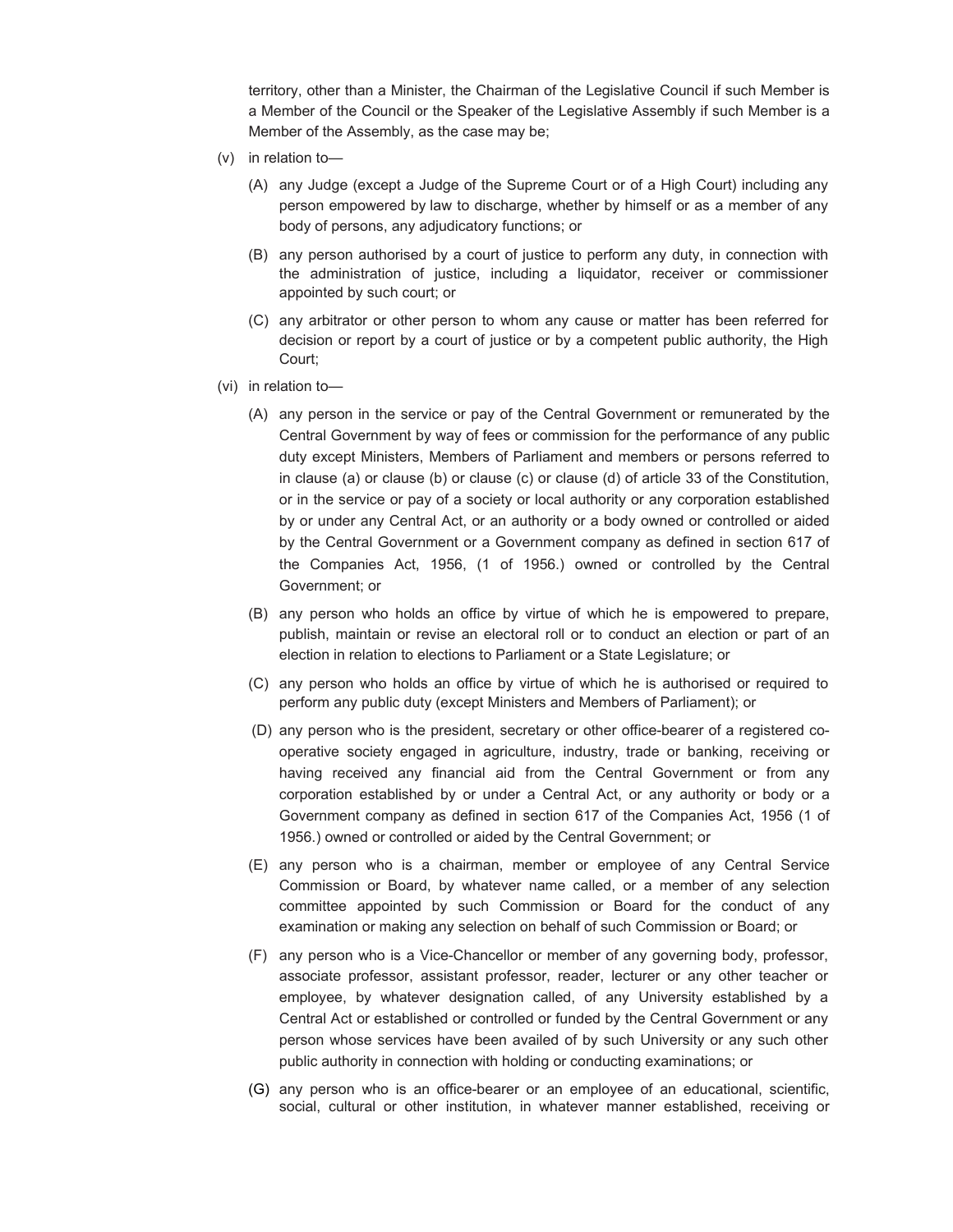territory, other than a Minister, the Chairman of the Legislative Council if such Member is a Member of the Council or the Speaker of the Legislative Assembly if such Member is a Member of the Assembly, as the case may be;

(v) in relation to—

(A) any Judge (except a Judge of the Supreme Court or of a High Court) including any person empowered by law to discharge, whether by himself or as a member of any body of persons, any adjudicatory functions; or

(B) any person authorised by a court of justice to perform any duty, in connection with the administration of justice, including a liquidator, receiver or commissioner appointed by such court; or

(C) any arbitrator or other person to whom any cause or matter has been referred for decision or report by a court of justice or by a competent public authority, the High Court;

(vi) in relation to—

(A) any person in the service or pay of the Central Government or remunerated by the Central Government by way of fees or commission for the performance of any public duty except Ministers, Members of Parliament and members or persons referred to in clause (a) or clause (b) or clause (c) or clause (d) of article 33 of the Constitution, or in the service or pay of a society or local authority or any corporation established by or under any Central Act, or an authority or a body owned or controlled or aided by the Central Government or a Government company as defined in section 617 of the Companies Act, 1956, (1 of 1956.) owned or controlled by the Central Government; or

(B) any person who holds an office by virtue of which he is empowered to prepare, publish, maintain or revise an electoral roll or to conduct an election or part of an election in relation to elections to Parliament or a State Legislature; or

(C) any person who holds an office by virtue of which he is authorised or required to perform any public duty (except Ministers and Members of Parliament); or

(D) any person who is the president, secretary or other office-bearer of a registered co-operative society engaged in agriculture, industry, trade or banking, receiving or having received any financial aid from the Central Government or from any corporation established by or under a Central Act, or any authority or body or a Government company as defined in section 617 of the Companies Act, 1956 (1 of 1956.) owned or controlled or aided by the Central Government; or

(E) any person who is a chairman, member or employee of any Central Service Commission or Board, by whatever name called, or a member of any selection committee appointed by such Commission or Board for the conduct of any examination or making any selection on behalf of such Commission or Board; or

(F) any person who is a Vice-Chancellor or member of any governing body, professor, associate professor, assistant professor, reader, lecturer or any other teacher or employee, by whatever designation called, of any University established by a Central Act or established or controlled or funded by the Central Government or any person whose services have been availed of by such University or any such other public authority in connection with holding or conducting examinations; or

(G) any person who is an office-bearer or an employee of an educational, scientific, social, cultural or other institution, in whatever manner established, receiving or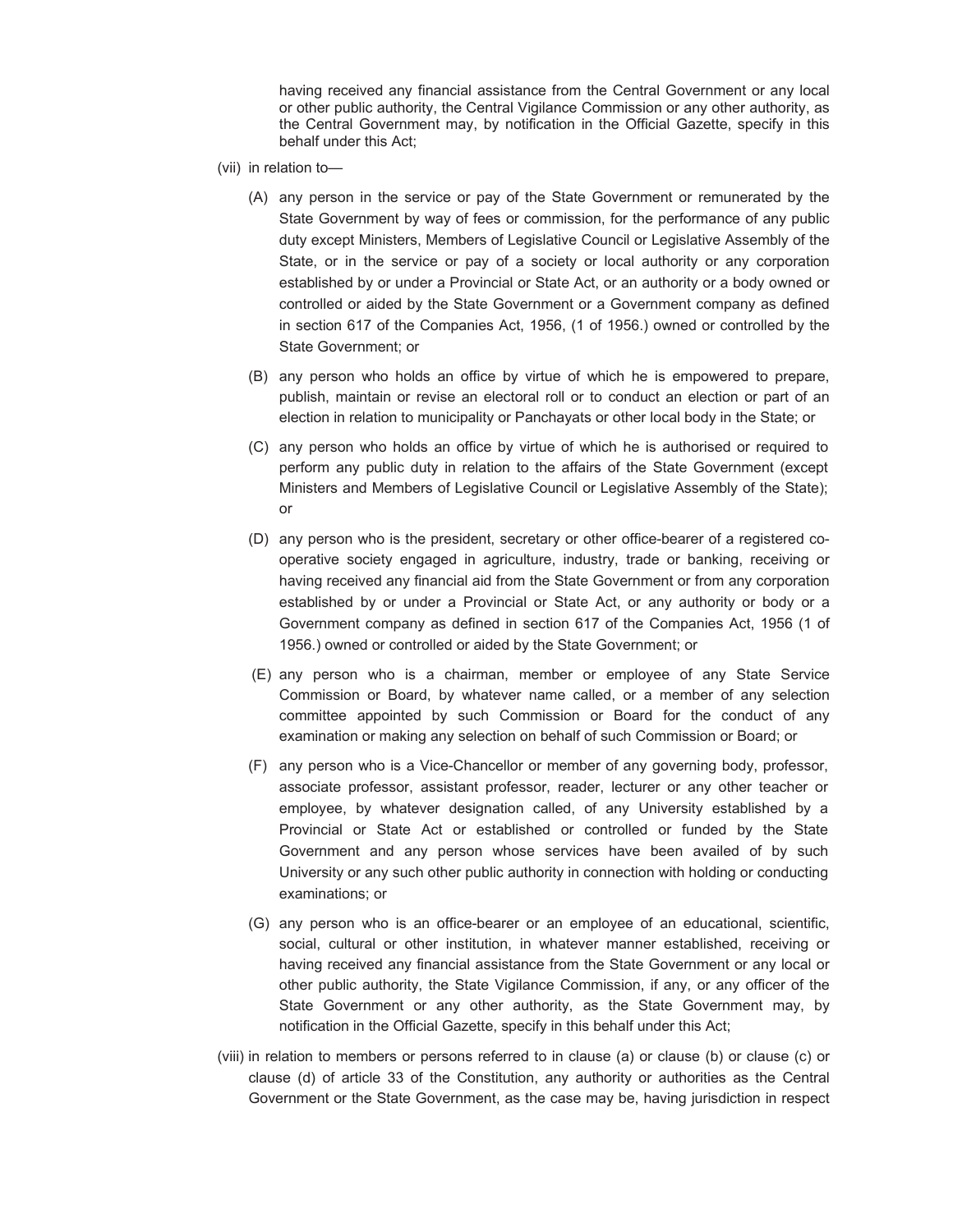having received any financial assistance from the Central Government or any local or other public authority, the Central Vigilance Commission or any other authority, as the Central Government may, by notification in the Official Gazette, specify in this behalf under this Act;

(vii) in relation to—

(A) any person in the service or pay of the State Government or remunerated by the State Government by way of fees or commission, for the performance of any public duty except Ministers, Members of Legislative Council or Legislative Assembly of the State, or in the service or pay of a society or local authority or any corporation established by or under a Provincial or State Act, or an authority or a body owned or controlled or aided by the State Government or a Government company as defined in section 617 of the Companies Act, 1956, (1 of 1956.) owned or controlled by the State Government; or

(B) any person who holds an office by virtue of which he is empowered to prepare, publish, maintain or revise an electoral roll or to conduct an election or part of an election in relation to municipality or Panchayats or other local body in the State; or

(C) any person who holds an office by virtue of which he is authorised or required to perform any public duty in relation to the affairs of the State Government (except Ministers and Members of Legislative Council or Legislative Assembly of the State); or

(D) any person who is the president, secretary or other office-bearer of a registered co-operative society engaged in agriculture, industry, trade or banking, receiving or having received any financial aid from the State Government or from any corporation established by or under a Provincial or State Act, or any authority or body or a Government company as defined in section 617 of the Companies Act, 1956 (1 of 1956.) owned or controlled or aided by the State Government; or

(E) any person who is a chairman, member or employee of any State Service Commission or Board, by whatever name called, or a member of any selection committee appointed by such Commission or Board for the conduct of any examination or making any selection on behalf of such Commission or Board; or

(F) any person who is a Vice-Chancellor or member of any governing body, professor, associate professor, assistant professor, reader, lecturer or any other teacher or employee, by whatever designation called, of any University established by a Provincial or State Act or established or controlled or funded by the State Government and any person whose services have been availed of by such University or any such other public authority in connection with holding or conducting examinations; or

(G) any person who is an office-bearer or an employee of an educational, scientific, social, cultural or other institution, in whatever manner established, receiving or having received any financial assistance from the State Government or any local or other public authority, the State Vigilance Commission, if any, or any officer of the State Government or any other authority, as the State Government may, by notification in the Official Gazette, specify in this behalf under this Act;

(viii) in relation to members or persons referred to in clause (a) or clause (b) or clause (c) or clause (d) of article 33 of the Constitution, any authority or authorities as the Central Government or the State Government, as the case may be, having jurisdiction in respect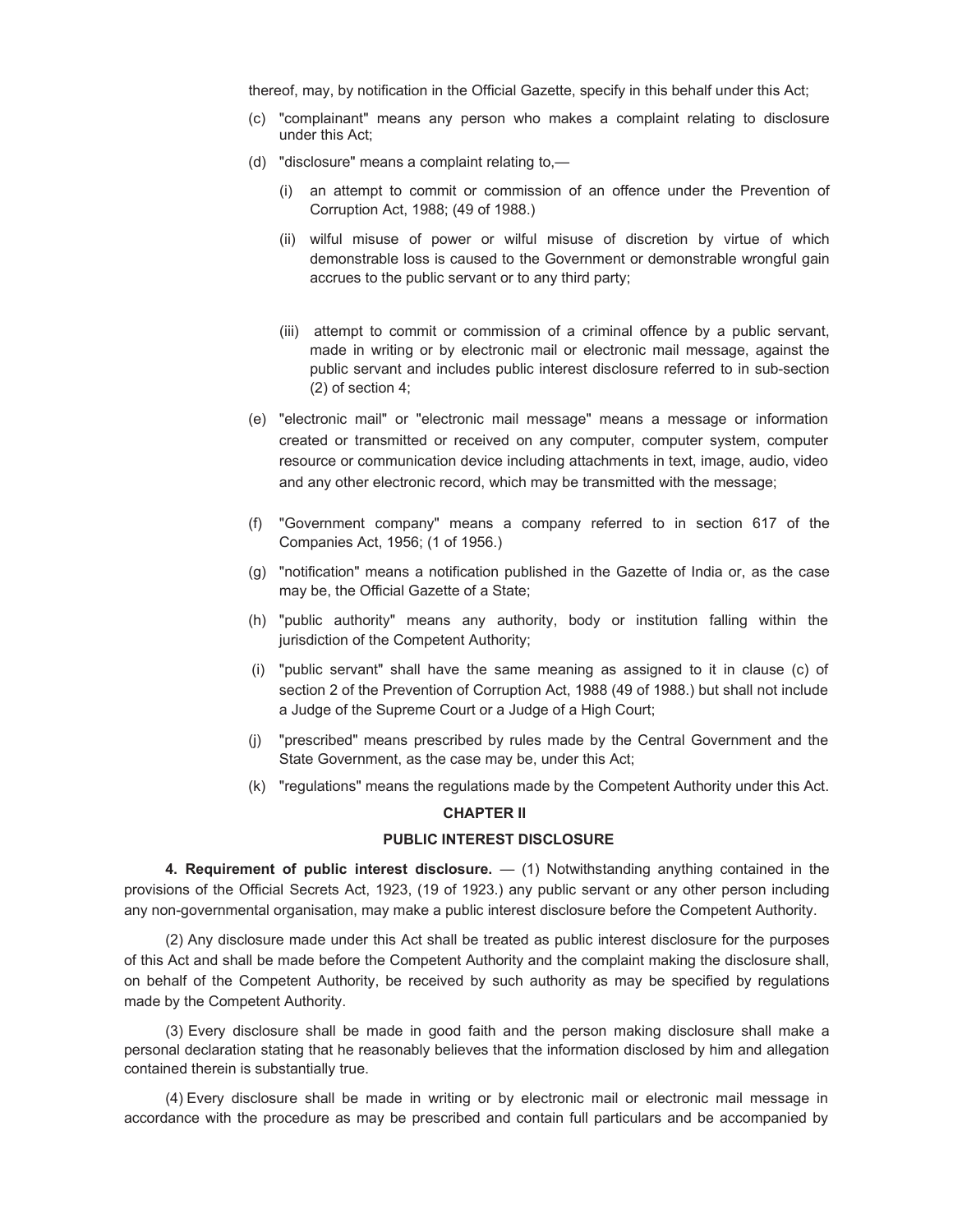thereof, may, by notification in the Official Gazette, specify in this behalf under this Act;

(c) "complainant" means any person who makes a complaint relating to disclosure under this Act;

(d) "disclosure" means a complaint relating to,—

(i) an attempt to commit or commission of an offence under the Prevention of Corruption Act, 1988; (49 of 1988.)

(ii) wilful misuse of power or wilful misuse of discretion by virtue of which demonstrable loss is caused to the Government or demonstrable wrongful gain accrues to the public servant or to any third party;

(iii) attempt to commit or commission of a criminal offence by a public servant, made in writing or by electronic mail or electronic mail message, against the public servant and includes public interest disclosure referred to in sub-section (2) of section 4;

(e) "electronic mail" or "electronic mail message" means a message or information created or transmitted or received on any computer, computer system, computer resource or communication device including attachments in text, image, audio, video and any other electronic record, which may be transmitted with the message;

(f) "Government company" means a company referred to in section 617 of the Companies Act, 1956; (1 of 1956.)

(g) "notification" means a notification published in the Gazette of India or, as the case may be, the Official Gazette of a State;

(h) "public authority" means any authority, body or institution falling within the jurisdiction of the Competent Authority;

(i) "public servant" shall have the same meaning as assigned to it in clause (c) of section 2 of the Prevention of Corruption Act, 1988 (49 of 1988.) but shall not include a Judge of the Supreme Court or a Judge of a High Court;

(j) "prescribed" means prescribed by rules made by the Central Government and the State Government, as the case may be, under this Act;

(k) "regulations" means the regulations made by the Competent Authority under this Act.

## CHAPTER II

## PUBLIC INTEREST DISCLOSURE

**4. Requirement of public interest disclosure.** — (1) Notwithstanding anything contained in the provisions of the Official Secrets Act, 1923, (19 of 1923.) any public servant or any other person including any non-governmental organisation, may make a public interest disclosure before the Competent Authority.

(2) Any disclosure made under this Act shall be treated as public interest disclosure for the purposes of this Act and shall be made before the Competent Authority and the complaint making the disclosure shall, on behalf of the Competent Authority, be received by such authority as may be specified by regulations made by the Competent Authority.

(3) Every disclosure shall be made in good faith and the person making disclosure shall make a personal declaration stating that he reasonably believes that the information disclosed by him and allegation contained therein is substantially true.

(4) Every disclosure shall be made in writing or by electronic mail or electronic mail message in accordance with the procedure as may be prescribed and contain full particulars and be accompanied by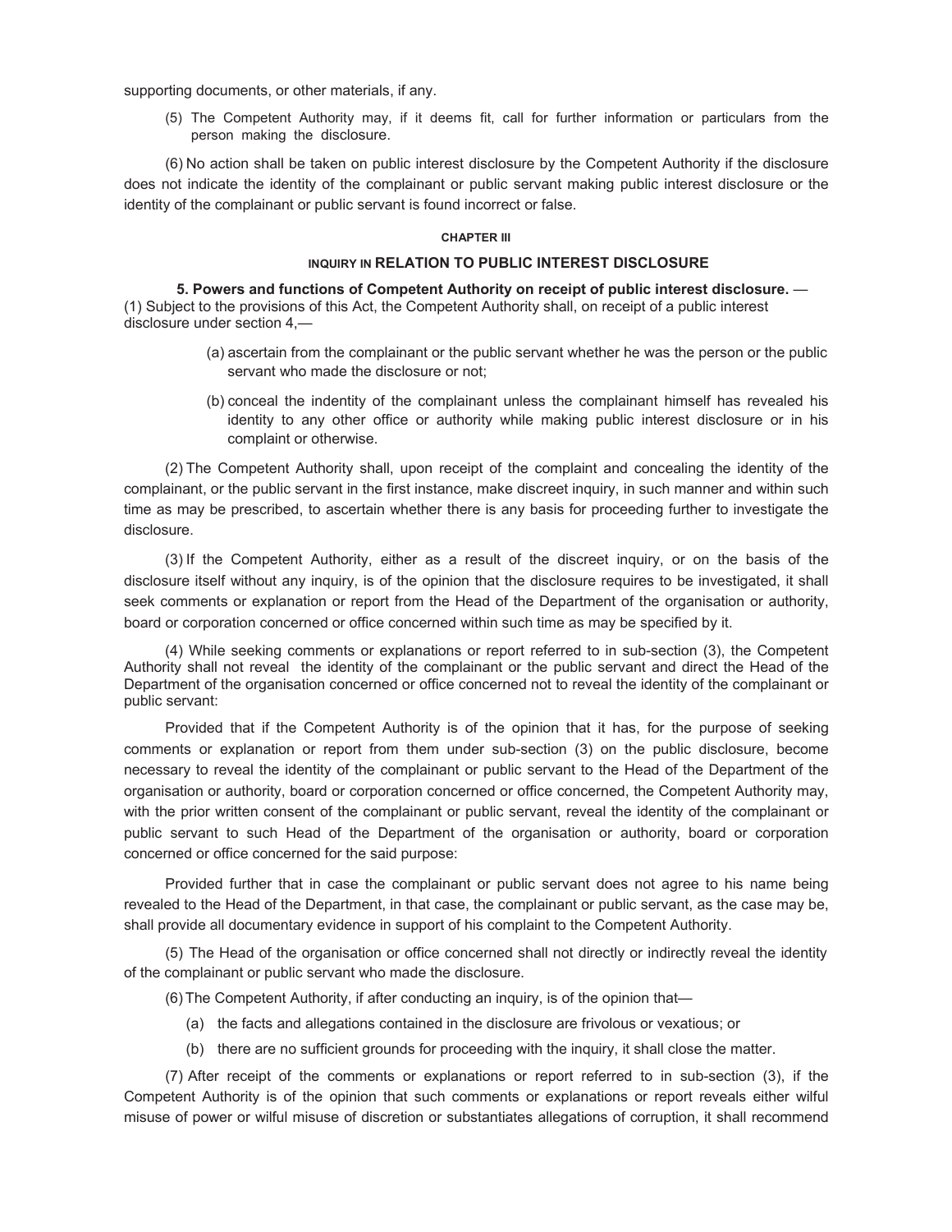supporting documents, or other materials, if any.

(5) The Competent Authority may, if it deems fit, call for further information or particulars from the person making the disclosure.

(6) No action shall be taken on public interest disclosure by the Competent Authority if the disclosure does not indicate the identity of the complainant or public servant making public interest disclosure or the identity of the complainant or public servant is found incorrect or false.

## CHAPTER III

## INQUIRY IN RELATION TO PUBLIC INTEREST DISCLOSURE

**5. Powers and functions of Competent Authority on receipt of public interest disclosure.** — (1) Subject to the provisions of this Act, the Competent Authority shall, on receipt of a public interest disclosure under section 4,—

(a) ascertain from the complainant or the public servant whether he was the person or the public servant who made the disclosure or not;

(b) conceal the indentity of the complainant unless the complainant himself has revealed his identity to any other office or authority while making public interest disclosure or in his complaint or otherwise.

(2) The Competent Authority shall, upon receipt of the complaint and concealing the identity of the complainant, or the public servant in the first instance, make discreet inquiry, in such manner and within such time as may be prescribed, to ascertain whether there is any basis for proceeding further to investigate the disclosure.

(3) If the Competent Authority, either as a result of the discreet inquiry, or on the basis of the disclosure itself without any inquiry, is of the opinion that the disclosure requires to be investigated, it shall seek comments or explanation or report from the Head of the Department of the organisation or authority, board or corporation concerned or office concerned within such time as may be specified by it.

(4) While seeking comments or explanations or report referred to in sub-section (3), the Competent Authority shall not reveal the identity of the complainant or the public servant and direct the Head of the Department of the organisation concerned or office concerned not to reveal the identity of the complainant or public servant:

Provided that if the Competent Authority is of the opinion that it has, for the purpose of seeking comments or explanation or report from them under sub-section (3) on the public disclosure, become necessary to reveal the identity of the complainant or public servant to the Head of the Department of the organisation or authority, board or corporation concerned or office concerned, the Competent Authority may, with the prior written consent of the complainant or public servant, reveal the identity of the complainant or public servant to such Head of the Department of the organisation or authority, board or corporation concerned or office concerned for the said purpose:

Provided further that in case the complainant or public servant does not agree to his name being revealed to the Head of the Department, in that case, the complainant or public servant, as the case may be, shall provide all documentary evidence in support of his complaint to the Competent Authority.

(5) The Head of the organisation or office concerned shall not directly or indirectly reveal the identity of the complainant or public servant who made the disclosure.

(6) The Competent Authority, if after conducting an inquiry, is of the opinion that—

(a) the facts and allegations contained in the disclosure are frivolous or vexatious; or

(b) there are no sufficient grounds for proceeding with the inquiry, it shall close the matter.

(7) After receipt of the comments or explanations or report referred to in sub-section (3), if the Competent Authority is of the opinion that such comments or explanations or report reveals either wilful misuse of power or wilful misuse of discretion or substantiates allegations of corruption, it shall recommend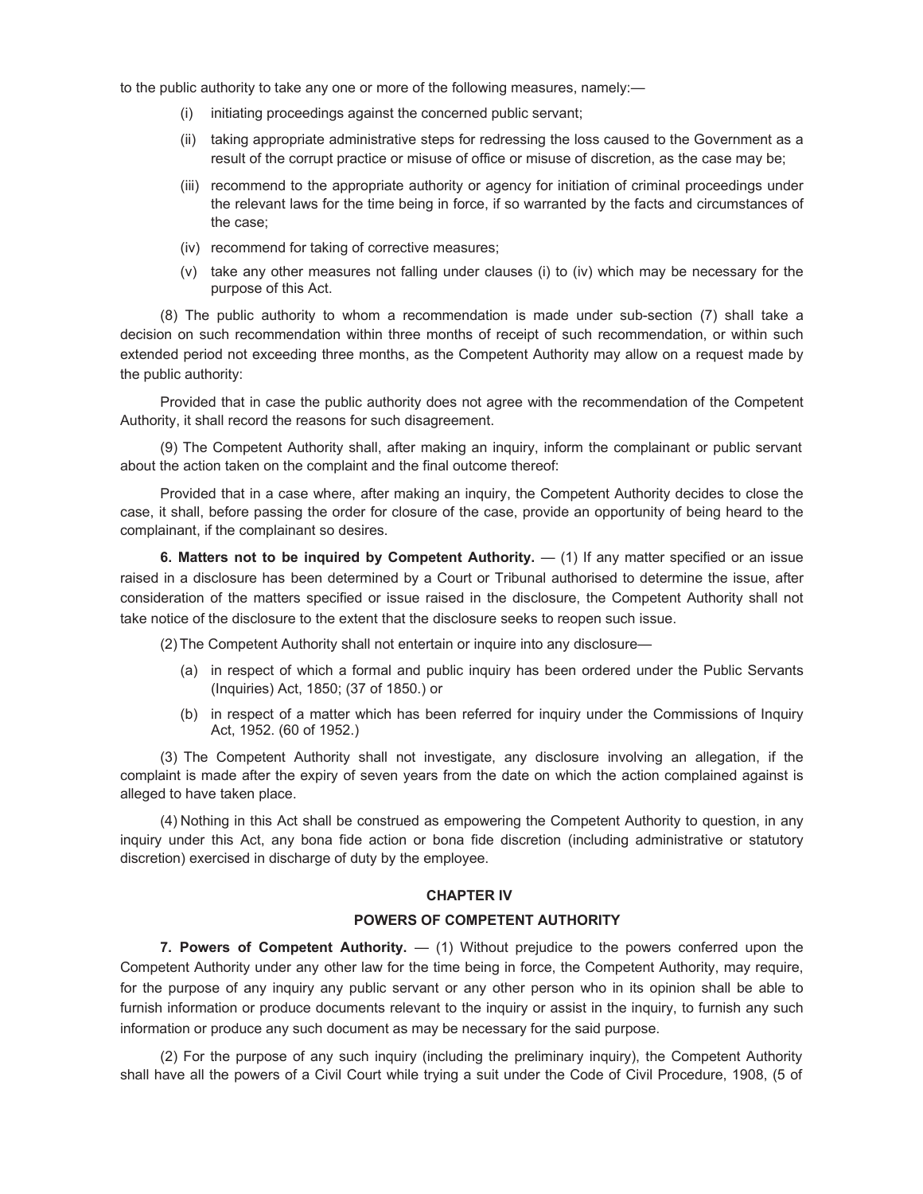to the public authority to take any one or more of the following measures, namely:—

(i) initiating proceedings against the concerned public servant;

(ii) taking appropriate administrative steps for redressing the loss caused to the Government as a result of the corrupt practice or misuse of office or misuse of discretion, as the case may be;

(iii) recommend to the appropriate authority or agency for initiation of criminal proceedings under the relevant laws for the time being in force, if so warranted by the facts and circumstances of the case;

(iv) recommend for taking of corrective measures;

(v) take any other measures not falling under clauses (i) to (iv) which may be necessary for the purpose of this Act.

(8) The public authority to whom a recommendation is made under sub-section (7) shall take a decision on such recommendation within three months of receipt of such recommendation, or within such extended period not exceeding three months, as the Competent Authority may allow on a request made by the public authority:

Provided that in case the public authority does not agree with the recommendation of the Competent Authority, it shall record the reasons for such disagreement.

(9) The Competent Authority shall, after making an inquiry, inform the complainant or public servant about the action taken on the complaint and the final outcome thereof:

Provided that in a case where, after making an inquiry, the Competent Authority decides to close the case, it shall, before passing the order for closure of the case, provide an opportunity of being heard to the complainant, if the complainant so desires.

**6. Matters not to be inquired by Competent Authority.** — (1) If any matter specified or an issue raised in a disclosure has been determined by a Court or Tribunal authorised to determine the issue, after consideration of the matters specified or issue raised in the disclosure, the Competent Authority shall not take notice of the disclosure to the extent that the disclosure seeks to reopen such issue.

(2) The Competent Authority shall not entertain or inquire into any disclosure—

(a) in respect of which a formal and public inquiry has been ordered under the Public Servants (Inquiries) Act, 1850; (37 of 1850.) or

(b) in respect of a matter which has been referred for inquiry under the Commissions of Inquiry Act, 1952. (60 of 1952.)

(3) The Competent Authority shall not investigate, any disclosure involving an allegation, if the complaint is made after the expiry of seven years from the date on which the action complained against is alleged to have taken place.

(4) Nothing in this Act shall be construed as empowering the Competent Authority to question, in any inquiry under this Act, any bona fide action or bona fide discretion (including administrative or statutory discretion) exercised in discharge of duty by the employee.

## CHAPTER IV

## POWERS OF COMPETENT AUTHORITY

**7. Powers of Competent Authority.** — (1) Without prejudice to the powers conferred upon the Competent Authority under any other law for the time being in force, the Competent Authority, may require, for the purpose of any inquiry any public servant or any other person who in its opinion shall be able to furnish information or produce documents relevant to the inquiry or assist in the inquiry, to furnish any such information or produce any such document as may be necessary for the said purpose.

(2) For the purpose of any such inquiry (including the preliminary inquiry), the Competent Authority shall have all the powers of a Civil Court while trying a suit under the Code of Civil Procedure, 1908, (5 of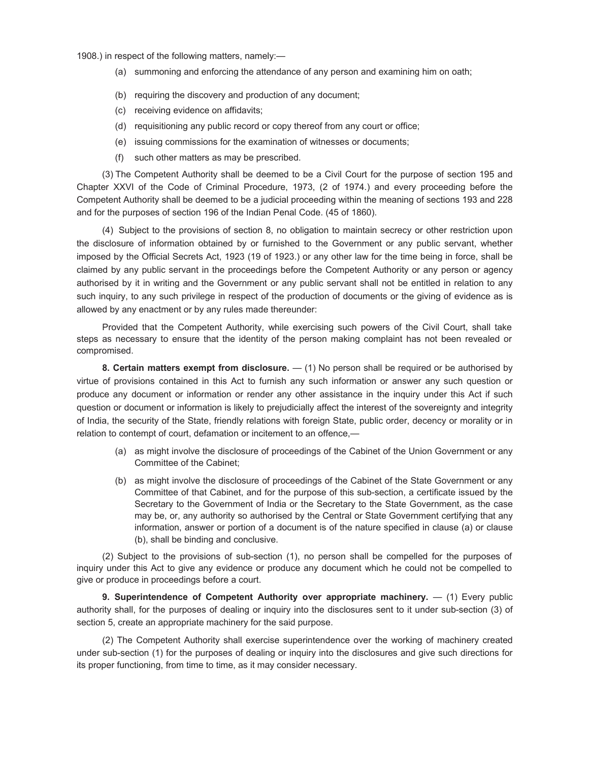1908.) in respect of the following matters, namely:—

(a) summoning and enforcing the attendance of any person and examining him on oath;

(b) requiring the discovery and production of any document;

(c) receiving evidence on affidavits;

(d) requisitioning any public record or copy thereof from any court or office;

(e) issuing commissions for the examination of witnesses or documents;

(f) such other matters as may be prescribed.

(3) The Competent Authority shall be deemed to be a Civil Court for the purpose of section 195 and Chapter XXVI of the Code of Criminal Procedure, 1973, (2 of 1974.) and every proceeding before the Competent Authority shall be deemed to be a judicial proceeding within the meaning of sections 193 and 228 and for the purposes of section 196 of the Indian Penal Code. (45 of 1860).

(4) Subject to the provisions of section 8, no obligation to maintain secrecy or other restriction upon the disclosure of information obtained by or furnished to the Government or any public servant, whether imposed by the Official Secrets Act, 1923 (19 of 1923.) or any other law for the time being in force, shall be claimed by any public servant in the proceedings before the Competent Authority or any person or agency authorised by it in writing and the Government or any public servant shall not be entitled in relation to any such inquiry, to any such privilege in respect of the production of documents or the giving of evidence as is allowed by any enactment or by any rules made thereunder:

Provided that the Competent Authority, while exercising such powers of the Civil Court, shall take steps as necessary to ensure that the identity of the person making complaint has not been revealed or compromised.

**8. Certain matters exempt from disclosure.** — (1) No person shall be required or be authorised by virtue of provisions contained in this Act to furnish any such information or answer any such question or produce any document or information or render any other assistance in the inquiry under this Act if such question or document or information is likely to prejudicially affect the interest of the sovereignty and integrity of India, the security of the State, friendly relations with foreign State, public order, decency or morality or in relation to contempt of court, defamation or incitement to an offence,—

(a) as might involve the disclosure of proceedings of the Cabinet of the Union Government or any Committee of the Cabinet;

(b) as might involve the disclosure of proceedings of the Cabinet of the State Government or any Committee of that Cabinet, and for the purpose of this sub-section, a certificate issued by the Secretary to the Government of India or the Secretary to the State Government, as the case may be, or, any authority so authorised by the Central or State Government certifying that any information, answer or portion of a document is of the nature specified in clause (a) or clause (b), shall be binding and conclusive.

(2) Subject to the provisions of sub-section (1), no person shall be compelled for the purposes of inquiry under this Act to give any evidence or produce any document which he could not be compelled to give or produce in proceedings before a court.

**9. Superintendence of Competent Authority over appropriate machinery.** — (1) Every public authority shall, for the purposes of dealing or inquiry into the disclosures sent to it under sub-section (3) of section 5, create an appropriate machinery for the said purpose.

(2) The Competent Authority shall exercise superintendence over the working of machinery created under sub-section (1) for the purposes of dealing or inquiry into the disclosures and give such directions for its proper functioning, from time to time, as it may consider necessary.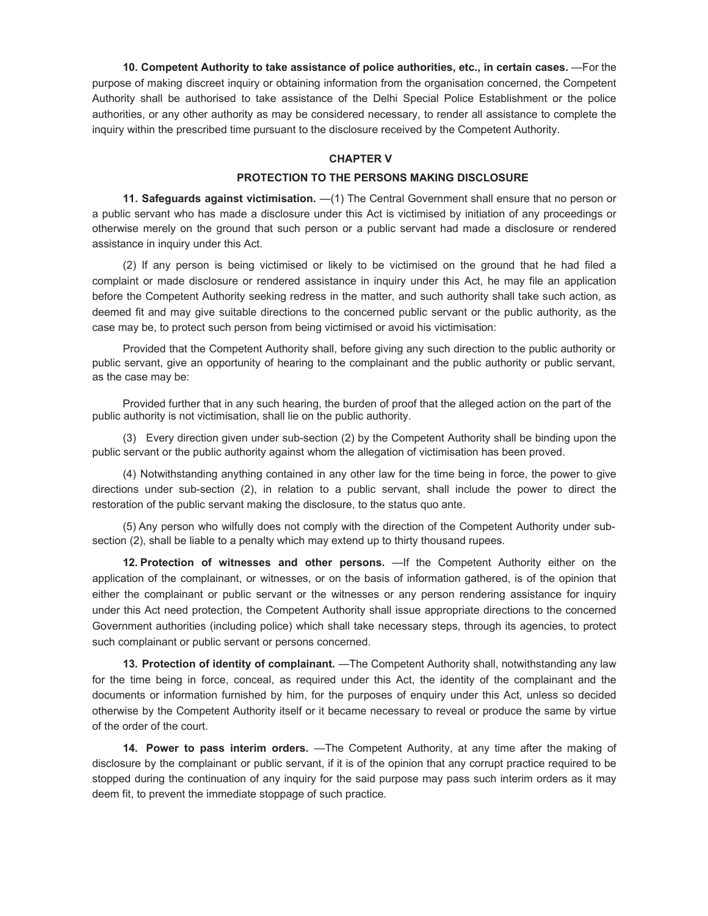**10. Competent Authority to take assistance of police authorities, etc., in certain cases.** —For the purpose of making discreet inquiry or obtaining information from the organisation concerned, the Competent Authority shall be authorised to take assistance of the Delhi Special Police Establishment or the police authorities, or any other authority as may be considered necessary, to render all assistance to complete the inquiry within the prescribed time pursuant to the disclosure received by the Competent Authority.

## CHAPTER V

## PROTECTION TO THE PERSONS MAKING DISCLOSURE

**11. Safeguards against victimisation.** —(1) The Central Government shall ensure that no person or a public servant who has made a disclosure under this Act is victimised by initiation of any proceedings or otherwise merely on the ground that such person or a public servant had made a disclosure or rendered assistance in inquiry under this Act.

(2) If any person is being victimised or likely to be victimised on the ground that he had filed a complaint or made disclosure or rendered assistance in inquiry under this Act, he may file an application before the Competent Authority seeking redress in the matter, and such authority shall take such action, as deemed fit and may give suitable directions to the concerned public servant or the public authority, as the case may be, to protect such person from being victimised or avoid his victimisation:

Provided that the Competent Authority shall, before giving any such direction to the public authority or public servant, give an opportunity of hearing to the complainant and the public authority or public servant, as the case may be:

Provided further that in any such hearing, the burden of proof that the alleged action on the part of the public authority is not victimisation, shall lie on the public authority.

(3) Every direction given under sub-section (2) by the Competent Authority shall be binding upon the public servant or the public authority against whom the allegation of victimisation has been proved.

(4) Notwithstanding anything contained in any other law for the time being in force, the power to give directions under sub-section (2), in relation to a public servant, shall include the power to direct the restoration of the public servant making the disclosure, to the status quo ante.

(5) Any person who wilfully does not comply with the direction of the Competent Authority under sub-section (2), shall be liable to a penalty which may extend up to thirty thousand rupees.

**12. Protection of witnesses and other persons.** —If the Competent Authority either on the application of the complainant, or witnesses, or on the basis of information gathered, is of the opinion that either the complainant or public servant or the witnesses or any person rendering assistance for inquiry under this Act need protection, the Competent Authority shall issue appropriate directions to the concerned Government authorities (including police) which shall take necessary steps, through its agencies, to protect such complainant or public servant or persons concerned.

**13. Protection of identity of complainant.** —The Competent Authority shall, notwithstanding any law for the time being in force, conceal, as required under this Act, the identity of the complainant and the documents or information furnished by him, for the purposes of enquiry under this Act, unless so decided otherwise by the Competent Authority itself or it became necessary to reveal or produce the same by virtue of the order of the court.

**14. Power to pass interim orders.** —The Competent Authority, at any time after the making of disclosure by the complainant or public servant, if it is of the opinion that any corrupt practice required to be stopped during the continuation of any inquiry for the said purpose may pass such interim orders as it may deem fit, to prevent the immediate stoppage of such practice.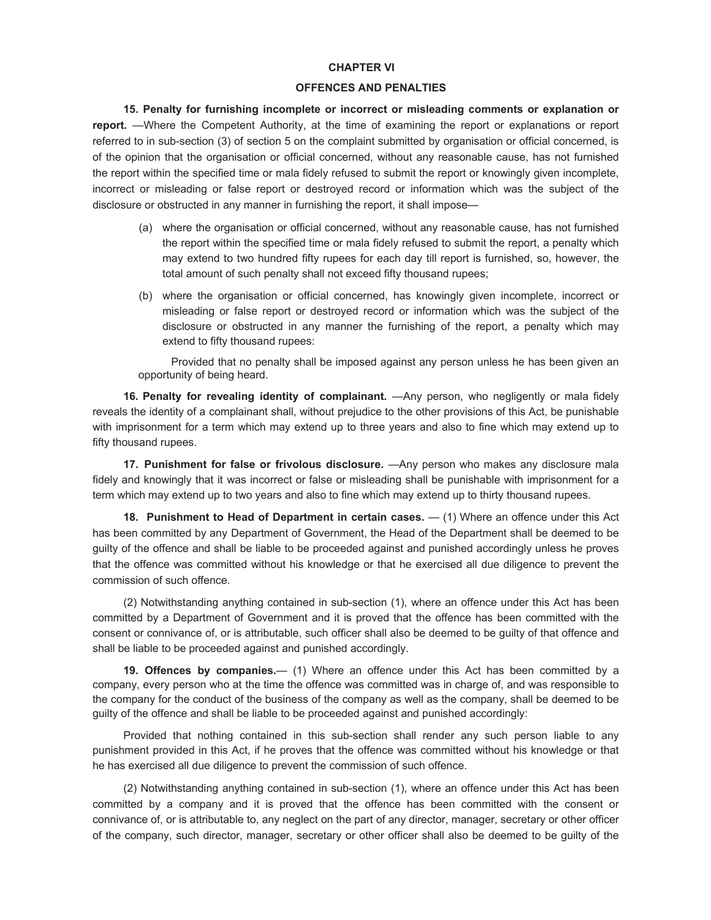## CHAPTER VI

## OFFENCES AND PENALTIES

**15. Penalty for furnishing incomplete or incorrect or misleading comments or explanation or report.** —Where the Competent Authority, at the time of examining the report or explanations or report referred to in sub-section (3) of section 5 on the complaint submitted by organisation or official concerned, is of the opinion that the organisation or official concerned, without any reasonable cause, has not furnished the report within the specified time or mala fidely refused to submit the report or knowingly given incomplete, incorrect or misleading or false report or destroyed record or information which was the subject of the disclosure or obstructed in any manner in furnishing the report, it shall impose—

(a) where the organisation or official concerned, without any reasonable cause, has not furnished the report within the specified time or mala fidely refused to submit the report, a penalty which may extend to two hundred fifty rupees for each day till report is furnished, so, however, the total amount of such penalty shall not exceed fifty thousand rupees;

(b) where the organisation or official concerned, has knowingly given incomplete, incorrect or misleading or false report or destroyed record or information which was the subject of the disclosure or obstructed in any manner the furnishing of the report, a penalty which may extend to fifty thousand rupees:

Provided that no penalty shall be imposed against any person unless he has been given an opportunity of being heard.

**16. Penalty for revealing identity of complainant.** —Any person, who negligently or mala fidely reveals the identity of a complainant shall, without prejudice to the other provisions of this Act, be punishable with imprisonment for a term which may extend up to three years and also to fine which may extend up to fifty thousand rupees.

**17. Punishment for false or frivolous disclosure.** —Any person who makes any disclosure mala fidely and knowingly that it was incorrect or false or misleading shall be punishable with imprisonment for a term which may extend up to two years and also to fine which may extend up to thirty thousand rupees.

**18. Punishment to Head of Department in certain cases.** — (1) Where an offence under this Act has been committed by any Department of Government, the Head of the Department shall be deemed to be guilty of the offence and shall be liable to be proceeded against and punished accordingly unless he proves that the offence was committed without his knowledge or that he exercised all due diligence to prevent the commission of such offence.

(2) Notwithstanding anything contained in sub-section (1), where an offence under this Act has been committed by a Department of Government and it is proved that the offence has been committed with the consent or connivance of, or is attributable, such officer shall also be deemed to be guilty of that offence and shall be liable to be proceeded against and punished accordingly.

**19. Offences by companies.**— (1) Where an offence under this Act has been committed by a company, every person who at the time the offence was committed was in charge of, and was responsible to the company for the conduct of the business of the company as well as the company, shall be deemed to be guilty of the offence and shall be liable to be proceeded against and punished accordingly:

Provided that nothing contained in this sub-section shall render any such person liable to any punishment provided in this Act, if he proves that the offence was committed without his knowledge or that he has exercised all due diligence to prevent the commission of such offence.

(2) Notwithstanding anything contained in sub-section (1), where an offence under this Act has been committed by a company and it is proved that the offence has been committed with the consent or connivance of, or is attributable to, any neglect on the part of any director, manager, secretary or other officer of the company, such director, manager, secretary or other officer shall also be deemed to be guilty of the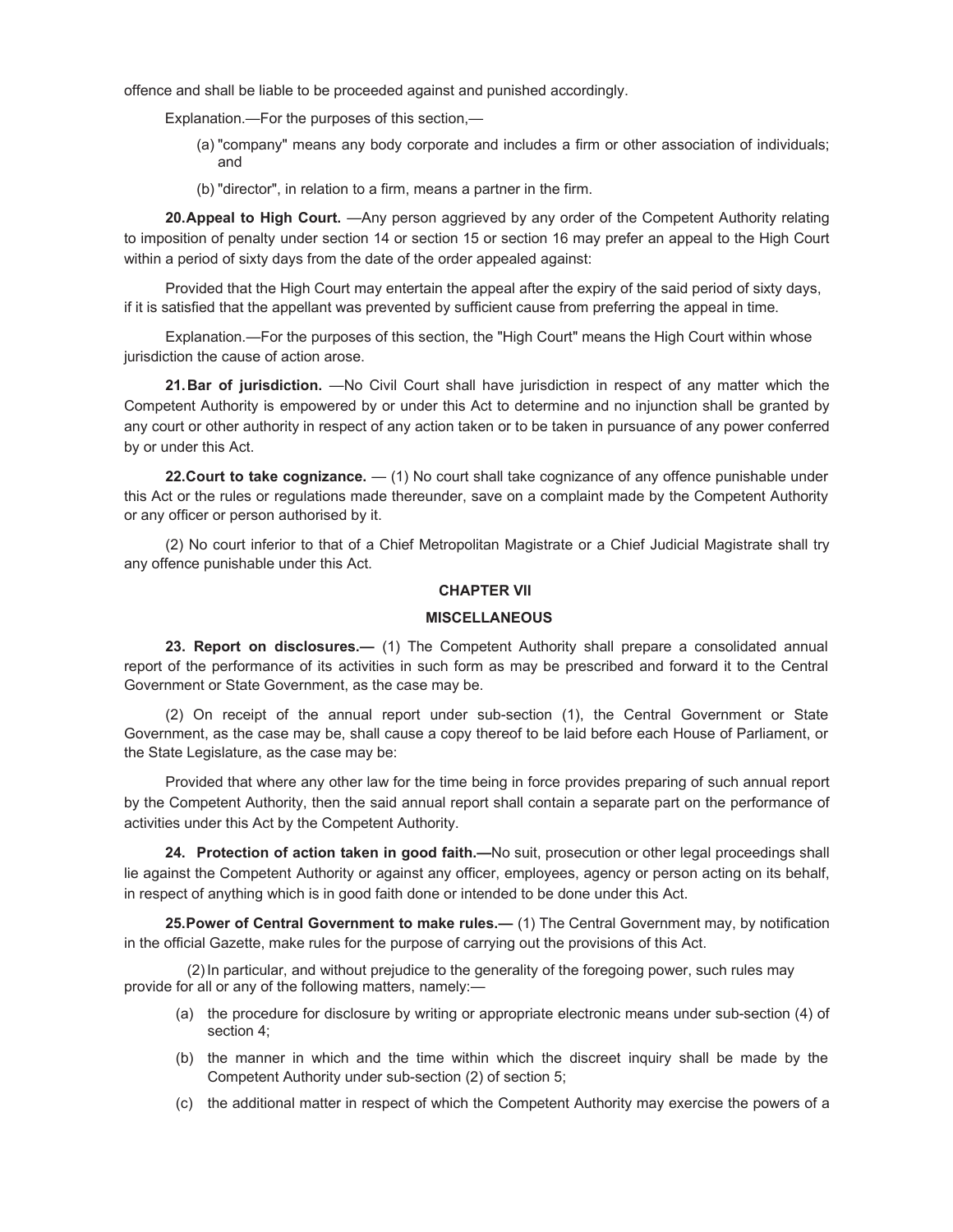offence and shall be liable to be proceeded against and punished accordingly.

Explanation.—For the purposes of this section,—

(a) "company" means any body corporate and includes a firm or other association of individuals; and

(b) "director", in relation to a firm, means a partner in the firm.

**20. Appeal to High Court.** —Any person aggrieved by any order of the Competent Authority relating to imposition of penalty under section 14 or section 15 or section 16 may prefer an appeal to the High Court within a period of sixty days from the date of the order appealed against:

Provided that the High Court may entertain the appeal after the expiry of the said period of sixty days, if it is satisfied that the appellant was prevented by sufficient cause from preferring the appeal in time.

Explanation.—For the purposes of this section, the "High Court" means the High Court within whose jurisdiction the cause of action arose.

**21. Bar of jurisdiction.** —No Civil Court shall have jurisdiction in respect of any matter which the Competent Authority is empowered by or under this Act to determine and no injunction shall be granted by any court or other authority in respect of any action taken or to be taken in pursuance of any power conferred by or under this Act.

**22. Court to take cognizance.** — (1) No court shall take cognizance of any offence punishable under this Act or the rules or regulations made thereunder, save on a complaint made by the Competent Authority or any officer or person authorised by it.

(2) No court inferior to that of a Chief Metropolitan Magistrate or a Chief Judicial Magistrate shall try any offence punishable under this Act.

## CHAPTER VII

## MISCELLANEOUS

**23. Report on disclosures.—** (1) The Competent Authority shall prepare a consolidated annual report of the performance of its activities in such form as may be prescribed and forward it to the Central Government or State Government, as the case may be.

(2) On receipt of the annual report under sub-section (1), the Central Government or State Government, as the case may be, shall cause a copy thereof to be laid before each House of Parliament, or the State Legislature, as the case may be:

Provided that where any other law for the time being in force provides preparing of such annual report by the Competent Authority, then the said annual report shall contain a separate part on the performance of activities under this Act by the Competent Authority.

**24. Protection of action taken in good faith.—**No suit, prosecution or other legal proceedings shall lie against the Competent Authority or against any officer, employees, agency or person acting on its behalf, in respect of anything which is in good faith done or intended to be done under this Act.

**25. Power of Central Government to make rules.—** (1) The Central Government may, by notification in the official Gazette, make rules for the purpose of carrying out the provisions of this Act.

(2) In particular, and without prejudice to the generality of the foregoing power, such rules may provide for all or any of the following matters, namely:—

(a) the procedure for disclosure by writing or appropriate electronic means under sub-section (4) of section 4;

(b) the manner in which and the time within which the discreet inquiry shall be made by the Competent Authority under sub-section (2) of section 5;

(c) the additional matter in respect of which the Competent Authority may exercise the powers of a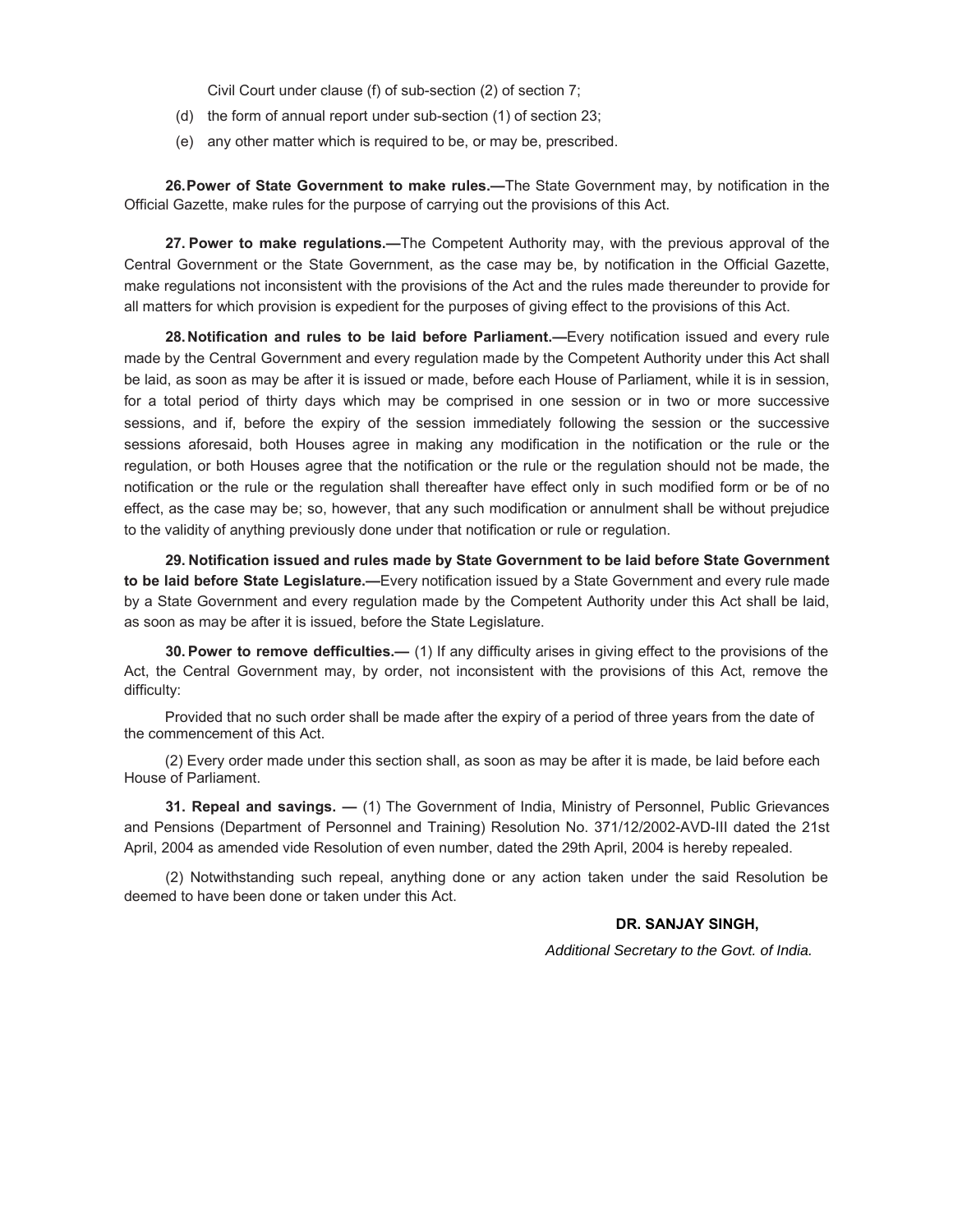Civil Court under clause (f) of sub-section (2) of section 7;

(d) the form of annual report under sub-section (1) of section 23;

(e) any other matter which is required to be, or may be, prescribed.

**26. Power of State Government to make rules.—**The State Government may, by notification in the Official Gazette, make rules for the purpose of carrying out the provisions of this Act.

**27. Power to make regulations.—**The Competent Authority may, with the previous approval of the Central Government or the State Government, as the case may be, by notification in the Official Gazette, make regulations not inconsistent with the provisions of the Act and the rules made thereunder to provide for all matters for which provision is expedient for the purposes of giving effect to the provisions of this Act.

**28. Notification and rules to be laid before Parliament.—**Every notification issued and every rule made by the Central Government and every regulation made by the Competent Authority under this Act shall be laid, as soon as may be after it is issued or made, before each House of Parliament, while it is in session, for a total period of thirty days which may be comprised in one session or in two or more successive sessions, and if, before the expiry of the session immediately following the session or the successive sessions aforesaid, both Houses agree in making any modification in the notification or the rule or the regulation, or both Houses agree that the notification or the rule or the regulation should not be made, the notification or the rule or the regulation shall thereafter have effect only in such modified form or be of no effect, as the case may be; so, however, that any such modification or annulment shall be without prejudice to the validity of anything previously done under that notification or rule or regulation.

**29. Notification issued and rules made by State Government to be laid before State Government to be laid before State Legislature.—**Every notification issued by a State Government and every rule made by a State Government and every regulation made by the Competent Authority under this Act shall be laid, as soon as may be after it is issued, before the State Legislature.

**30. Power to remove defficulties.—** (1) If any difficulty arises in giving effect to the provisions of the Act, the Central Government may, by order, not inconsistent with the provisions of this Act, remove the difficulty:

Provided that no such order shall be made after the expiry of a period of three years from the date of the commencement of this Act.

(2) Every order made under this section shall, as soon as may be after it is made, be laid before each House of Parliament.

**31. Repeal and savings. —** (1) The Government of India, Ministry of Personnel, Public Grievances and Pensions (Department of Personnel and Training) Resolution No. 371/12/2002-AVD-III dated the 21st April, 2004 as amended vide Resolution of even number, dated the 29th April, 2004 is hereby repealed.

(2) Notwithstanding such repeal, anything done or any action taken under the said Resolution be deemed to have been done or taken under this Act.

**DR. SANJAY SINGH,**

*Additional Secretary to the Govt. of India.*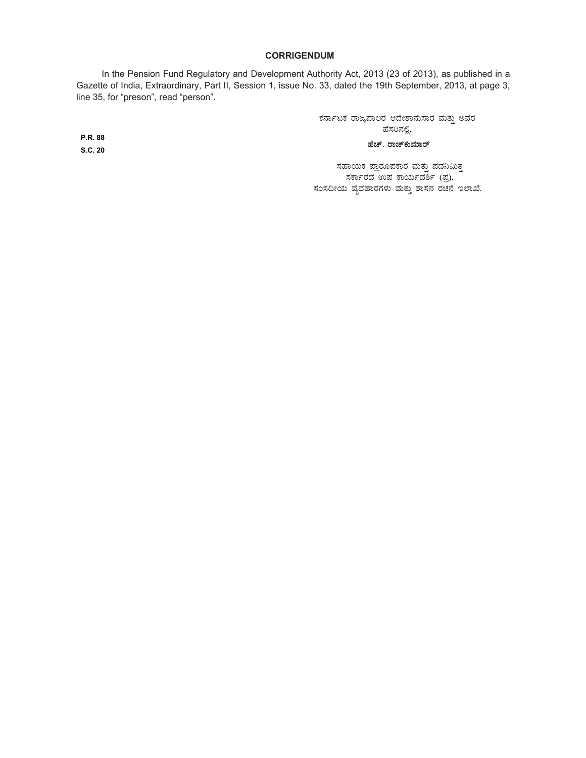## CORRIGENDUM

In the Pension Fund Regulatory and Development Authority Act, 2013 (23 of 2013), as published in a Gazette of India, Extraordinary, Part II, Session 1, issue No. 33, dated the 19th September, 2013, at page 3, line 35, for "preson", read "person".

ಕರ್ನಾಟಕ ರಾಜ್ಯಪಾಲರ ಆದೇಶಾನುಸಾರ ಮತ್ತು ಅವರ ಹೆಸರಿನಲ್ಲಿ,

**ಹೆಚ್. ರಾಜ್‌ಕುಮಾರ್**

ಸಹಾಯಕ ಪ್ರಾರೂಪಕಾರ ಮತ್ತು ಪದನಿಮಿತ್ತ
ಸರ್ಕಾರದ ಉಪ ಕಾರ್ಯದರ್ಶಿ (ಪ್ರ),
ಸಂಸದೀಯ ವ್ಯವಹಾರಗಳು ಮತ್ತು ಶಾಸನ ರಚನೆ ಇಲಾಖೆ.

**P.R. 88**
**S.C. 20**